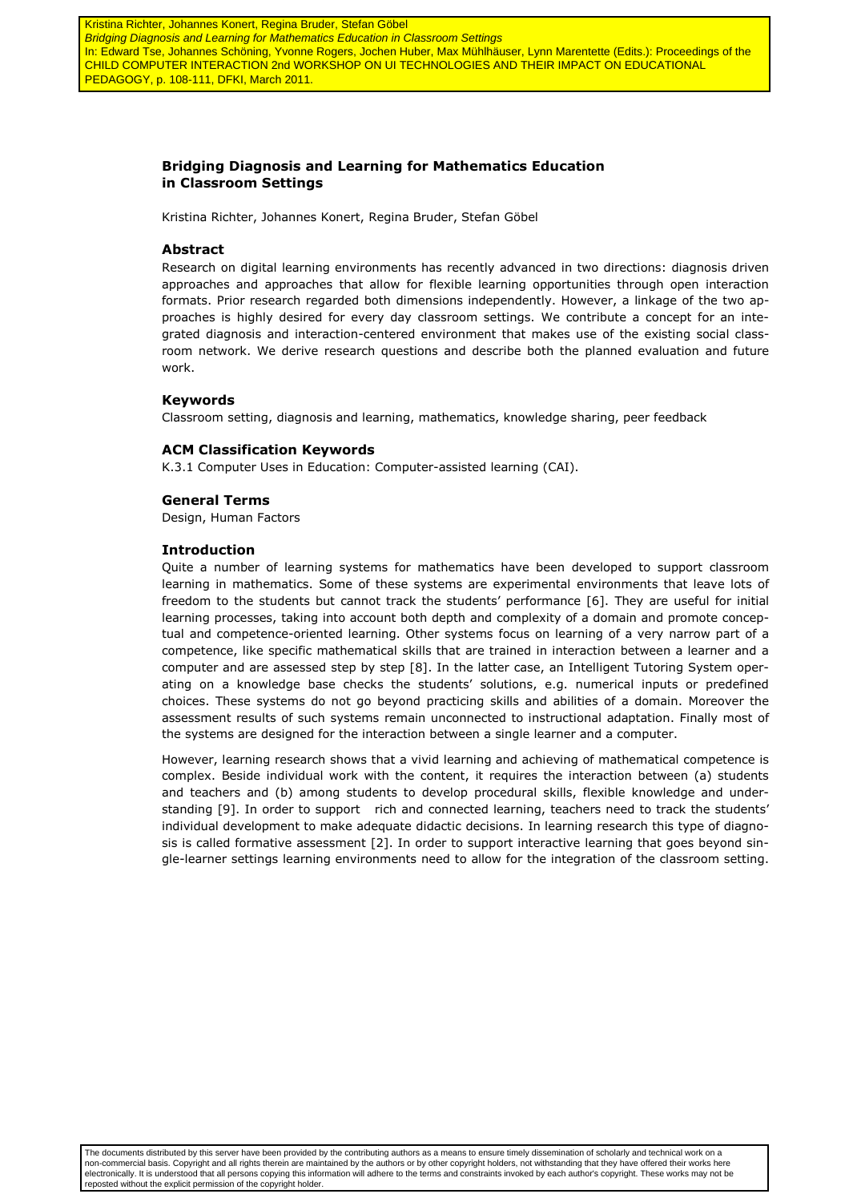Kristina Richter, Johannes Konert, Regina Bruder, Stefan Göbel
*Bridging Diagnosis and Learning for Mathematics Education in Classroom Settings*
In: Edward Tse, Johannes Schöning, Yvonne Rogers, Jochen Huber, Max Mühlhäuser, Lynn Marentette (Edits.): Proceedings of the CHILD COMPUTER INTERACTION 2nd WORKSHOP ON UI TECHNOLOGIES AND THEIR IMPACT ON EDUCATIONAL PEDAGOGY, p. 108-111, DFKI, March 2011.

# Bridging Diagnosis and Learning for Mathematics Education in Classroom Settings

Kristina Richter, Johannes Konert, Regina Bruder, Stefan Göbel

## Abstract

Research on digital learning environments has recently advanced in two directions: diagnosis driven approaches and approaches that allow for flexible learning opportunities through open interaction formats. Prior research regarded both dimensions independently. However, a linkage of the two approaches is highly desired for every day classroom settings. We contribute a concept for an integrated diagnosis and interaction-centered environment that makes use of the existing social classroom network. We derive research questions and describe both the planned evaluation and future work.

## Keywords

Classroom setting, diagnosis and learning, mathematics, knowledge sharing, peer feedback

## ACM Classification Keywords

K.3.1 Computer Uses in Education: Computer-assisted learning (CAI).

## General Terms

Design, Human Factors

## Introduction

Quite a number of learning systems for mathematics have been developed to support classroom learning in mathematics. Some of these systems are experimental environments that leave lots of freedom to the students but cannot track the students' performance [6]. They are useful for initial learning processes, taking into account both depth and complexity of a domain and promote conceptual and competence-oriented learning. Other systems focus on learning of a very narrow part of a competence, like specific mathematical skills that are trained in interaction between a learner and a computer and are assessed step by step [8]. In the latter case, an Intelligent Tutoring System operating on a knowledge base checks the students' solutions, e.g. numerical inputs or predefined choices. These systems do not go beyond practicing skills and abilities of a domain. Moreover the assessment results of such systems remain unconnected to instructional adaptation. Finally most of the systems are designed for the interaction between a single learner and a computer.

However, learning research shows that a vivid learning and achieving of mathematical competence is complex. Beside individual work with the content, it requires the interaction between (a) students and teachers and (b) among students to develop procedural skills, flexible knowledge and understanding [9]. In order to support rich and connected learning, teachers need to track the students' individual development to make adequate didactic decisions. In learning research this type of diagnosis is called formative assessment [2]. In order to support interactive learning that goes beyond single-learner settings learning environments need to allow for the integration of the classroom setting.

The documents distributed by this server have been provided by the contributing authors as a means to ensure timely dissemination of scholarly and technical work on a non-commercial basis. Copyright and all rights therein are maintained by the authors or by other copyright holders, not withstanding that they have offered their works here electronically. It is understood that all persons copying this information will adhere to the terms and constraints invoked by each author's copyright. These works may not be reposted without the explicit permission of the copyright holder.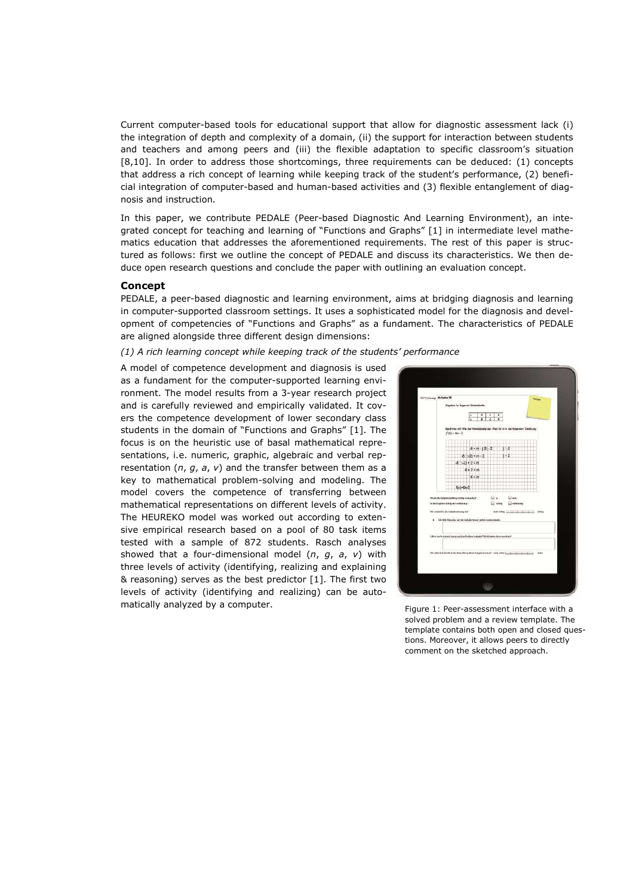Current computer-based tools for educational support that allow for diagnostic assessment lack (i) the integration of depth and complexity of a domain, (ii) the support for interaction between students and teachers and among peers and (iii) the flexible adaptation to specific classroom's situation [8,10]. In order to address those shortcomings, three requirements can be deduced: (1) concepts that address a rich concept of learning while keeping track of the student's performance, (2) beneficial integration of computer-based and human-based activities and (3) flexible entanglement of diagnosis and instruction.

In this paper, we contribute PEDALE (Peer-based Diagnostic And Learning Environment), an integrated concept for teaching and learning of "Functions and Graphs" [1] in intermediate level mathematics education that addresses the aforementioned requirements. The rest of this paper is structured as follows: first we outline the concept of PEDALE and discuss its characteristics. We then deduce open research questions and conclude the paper with outlining an evaluation concept.

## Concept

PEDALE, a peer-based diagnostic and learning environment, aims at bridging diagnosis and learning in computer-supported classroom settings. It uses a sophisticated model for the diagnosis and development of competencies of "Functions and Graphs" as a fundament. The characteristics of PEDALE are aligned alongside three different design dimensions:

*(1) A rich learning concept while keeping track of the students' performance*

A model of competence development and diagnosis is used as a fundament for the computer-supported learning environment. The model results from a 3-year research project and is carefully reviewed and empirically validated. It covers the competence development of lower secondary class students in the domain of "Functions and Graphs" [1]. The focus is on the heuristic use of basal mathematical representations, i.e. numeric, graphic, algebraic and verbal representation ($n$, $g$, $a$, $v$) and the transfer between them as a key to mathematical problem-solving and modeling. The model covers the competence of transferring between mathematical representations on different levels of activity. The HEUREKO model was worked out according to extensive empirical research based on a pool of 80 task items tested with a sample of 872 students. Rasch analyses showed that a four-dimensional model ($n$, $g$, $a$, $v$) with three levels of activity (identifying, realizing and explaining & reasoning) serves as the best predictor [1]. The first two levels of activity (identifying and realizing) can be automatically analyzed by a computer.

Figure 1: Peer-assessment interface with a solved problem and a review template. The template contains both open and closed questions. Moreover, it allows peers to directly comment on the sketched approach.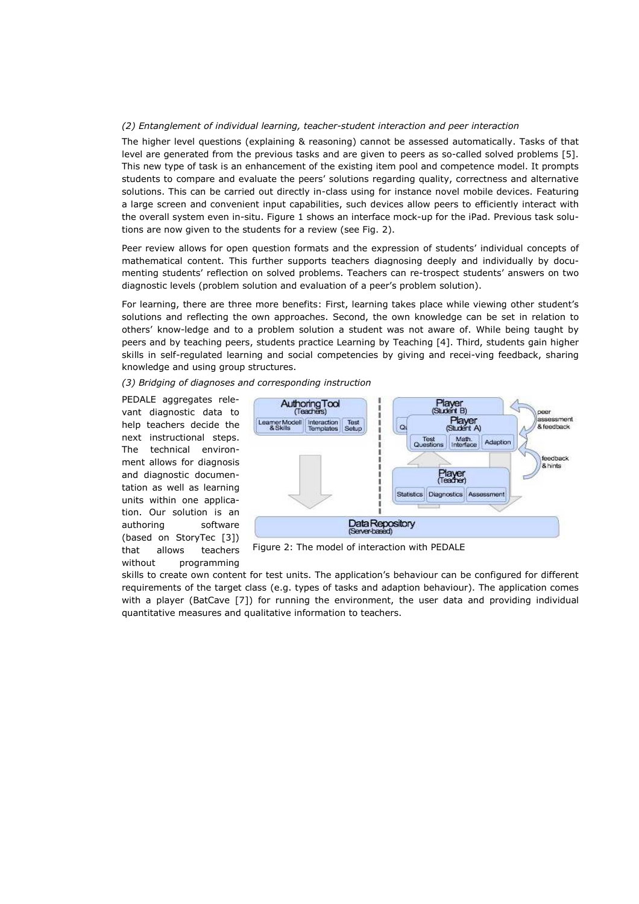*(2) Entanglement of individual learning, teacher-student interaction and peer interaction*

The higher level questions (explaining & reasoning) cannot be assessed automatically. Tasks of that level are generated from the previous tasks and are given to peers as so-called solved problems [5]. This new type of task is an enhancement of the existing item pool and competence model. It prompts students to compare and evaluate the peers' solutions regarding quality, correctness and alternative solutions. This can be carried out directly in-class using for instance novel mobile devices. Featuring a large screen and convenient input capabilities, such devices allow peers to efficiently interact with the overall system even in-situ. Figure 1 shows an interface mock-up for the iPad. Previous task solutions are now given to the students for a review (see Fig. 2).

Peer review allows for open question formats and the expression of students' individual concepts of mathematical content. This further supports teachers diagnosing deeply and individually by documenting students' reflection on solved problems. Teachers can re-trospect students' answers on two diagnostic levels (problem solution and evaluation of a peer's problem solution).

For learning, there are three more benefits: First, learning takes place while viewing other student's solutions and reflecting the own approaches. Second, the own knowledge can be set in relation to others' know-ledge and to a problem solution a student was not aware of. While being taught by peers and by teaching peers, students practice Learning by Teaching [4]. Third, students gain higher skills in self-regulated learning and social competencies by giving and recei-ving feedback, sharing knowledge and using group structures.

*(3) Bridging of diagnoses and corresponding instruction*

PEDALE aggregates relevant diagnostic data to help teachers decide the next instructional steps. The technical environment allows for diagnosis and diagnostic documentation as well as learning units within one application. Our solution is an authoring software (based on StoryTec [3]) that allows teachers without programming skills to create own content for test units. The application's behaviour can be configured for different requirements of the target class (e.g. types of tasks and adaption behaviour). The application comes with a player (BatCave [7]) for running the environment, the user data and providing individual quantitative measures and qualitative information to teachers.

Figure 2: The model of interaction with PEDALE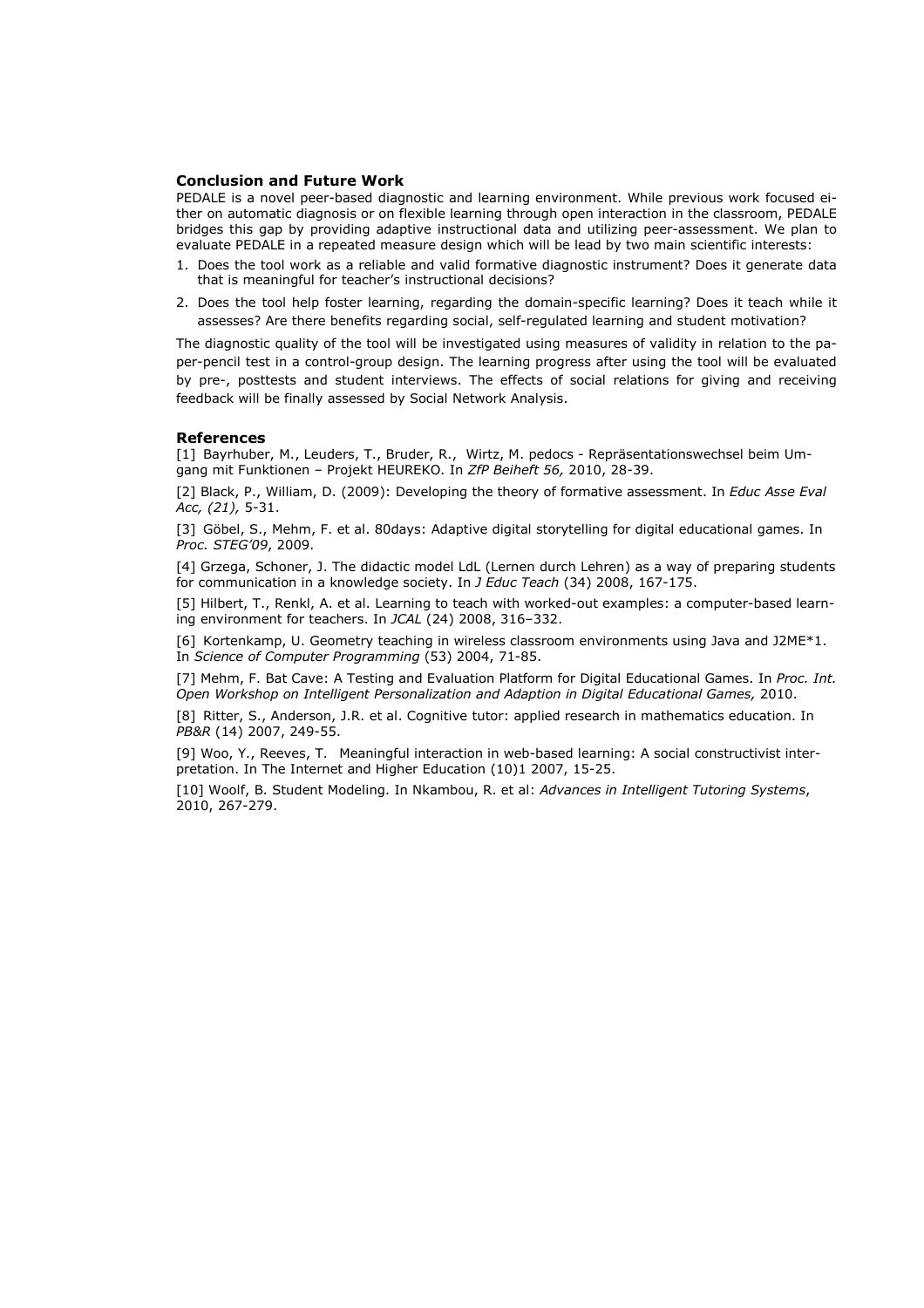## Conclusion and Future Work

PEDALE is a novel peer-based diagnostic and learning environment. While previous work focused either on automatic diagnosis or on flexible learning through open interaction in the classroom, PEDALE bridges this gap by providing adaptive instructional data and utilizing peer-assessment. We plan to evaluate PEDALE in a repeated measure design which will be lead by two main scientific interests:

1. Does the tool work as a reliable and valid formative diagnostic instrument? Does it generate data that is meaningful for teacher's instructional decisions?
2. Does the tool help foster learning, regarding the domain-specific learning? Does it teach while it assesses? Are there benefits regarding social, self-regulated learning and student motivation?

The diagnostic quality of the tool will be investigated using measures of validity in relation to the paper-pencil test in a control-group design. The learning progress after using the tool will be evaluated by pre-, posttests and student interviews. The effects of social relations for giving and receiving feedback will be finally assessed by Social Network Analysis.

## References

[1] Bayrhuber, M., Leuders, T., Bruder, R., Wirtz, M. pedocs - Repräsentationswechsel beim Umgang mit Funktionen – Projekt HEUREKO. In *ZfP Beiheft 56,* 2010, 28-39.

[2] Black, P., William, D. (2009): Developing the theory of formative assessment. In *Educ Asse Eval Acc, (21),* 5-31.

[3] Göbel, S., Mehm, F. et al. 80days: Adaptive digital storytelling for digital educational games. In *Proc. STEG'09*, 2009.

[4] Grzega, Schoner, J. The didactic model LdL (Lernen durch Lehren) as a way of preparing students for communication in a knowledge society. In *J Educ Teach* (34) 2008, 167-175.

[5] Hilbert, T., Renkl, A. et al. Learning to teach with worked-out examples: a computer-based learning environment for teachers. In *JCAL* (24) 2008, 316–332.

[6] Kortenkamp, U. Geometry teaching in wireless classroom environments using Java and J2ME*1. In *Science of Computer Programming* (53) 2004, 71-85.

[7] Mehm, F. Bat Cave: A Testing and Evaluation Platform for Digital Educational Games. In *Proc. Int. Open Workshop on Intelligent Personalization and Adaption in Digital Educational Games,* 2010.

[8] Ritter, S., Anderson, J.R. et al. Cognitive tutor: applied research in mathematics education. In *PB&R* (14) 2007, 249-55.

[9] Woo, Y., Reeves, T. Meaningful interaction in web-based learning: A social constructivist interpretation. In The Internet and Higher Education (10)1 2007, 15-25.

[10] Woolf, B. Student Modeling. In Nkambou, R. et al: *Advances in Intelligent Tutoring Systems*, 2010, 267-279.